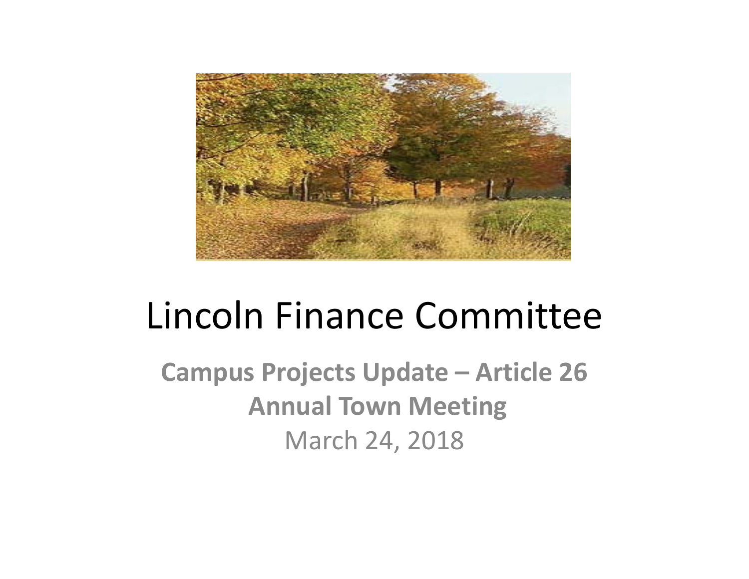# Lincoln Finance Committee

**Campus Projects Update – Article 26**

**Annual Town Meeting**

March 24, 2018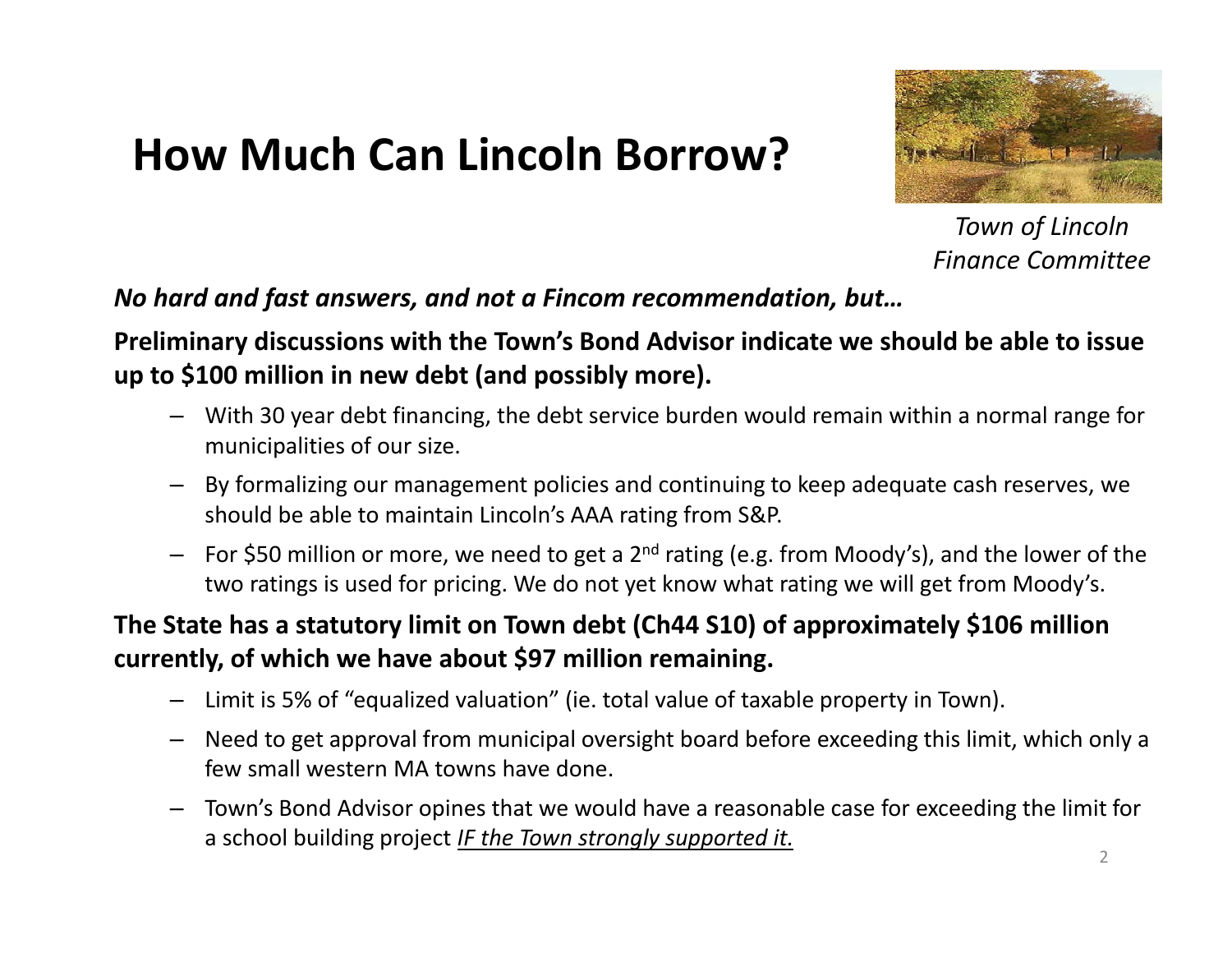# How Much Can Lincoln Borrow?

*Town of Lincoln*
*Finance Committee*

***No hard and fast answers, and not a Fincom recommendation, but…***

**Preliminary discussions with the Town's Bond Advisor indicate we should be able to issue up to $100 million in new debt (and possibly more).**

- With 30 year debt financing, the debt service burden would remain within a normal range for municipalities of our size.
- By formalizing our management policies and continuing to keep adequate cash reserves, we should be able to maintain Lincoln's AAA rating from S&P.
- For $50 million or more, we need to get a 2nd rating (e.g. from Moody's), and the lower of the two ratings is used for pricing. We do not yet know what rating we will get from Moody's.

**The State has a statutory limit on Town debt (Ch44 S10) of approximately $106 million currently, of which we have about $97 million remaining.**

- Limit is 5% of "equalized valuation" (ie. total value of taxable property in Town).
- Need to get approval from municipal oversight board before exceeding this limit, which only a few small western MA towns have done.
- Town's Bond Advisor opines that we would have a reasonable case for exceeding the limit for a school building project <u>*IF the Town strongly supported it.*</u>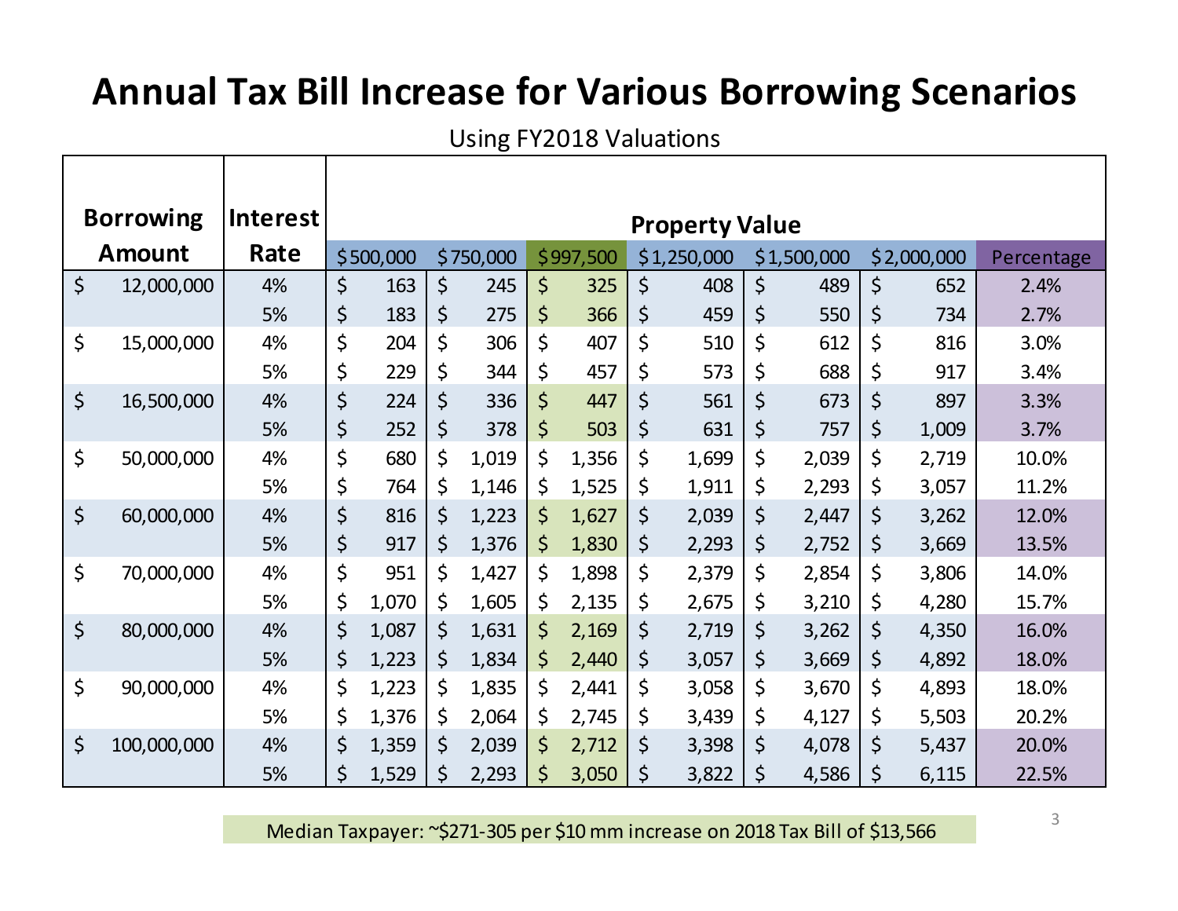# Annual Tax Bill Increase for Various Borrowing Scenarios

Using FY2018 Valuations

| Borrowing Amount | Interest Rate | Property Value | | | | | | |
|---|---|---|---|---|---|---|---|---|
| | | $500,000 | $750,000 | $997,500 | $1,250,000 | $1,500,000 | $2,000,000 | Percentage |
| $ 12,000,000 | 4% | $ 163 | $ 245 | $ 325 | $ 408 | $ 489 | $ 652 | 2.4% |
| | 5% | $ 183 | $ 275 | $ 366 | $ 459 | $ 550 | $ 734 | 2.7% |
| $ 15,000,000 | 4% | $ 204 | $ 306 | $ 407 | $ 510 | $ 612 | $ 816 | 3.0% |
| | 5% | $ 229 | $ 344 | $ 457 | $ 573 | $ 688 | $ 917 | 3.4% |
| $ 16,500,000 | 4% | $ 224 | $ 336 | $ 447 | $ 561 | $ 673 | $ 897 | 3.3% |
| | 5% | $ 252 | $ 378 | $ 503 | $ 631 | $ 757 | $ 1,009 | 3.7% |
| $ 50,000,000 | 4% | $ 680 | $ 1,019 | $ 1,356 | $ 1,699 | $ 2,039 | $ 2,719 | 10.0% |
| | 5% | $ 764 | $ 1,146 | $ 1,525 | $ 1,911 | $ 2,293 | $ 3,057 | 11.2% |
| $ 60,000,000 | 4% | $ 816 | $ 1,223 | $ 1,627 | $ 2,039 | $ 2,447 | $ 3,262 | 12.0% |
| | 5% | $ 917 | $ 1,376 | $ 1,830 | $ 2,293 | $ 2,752 | $ 3,669 | 13.5% |
| $ 70,000,000 | 4% | $ 951 | $ 1,427 | $ 1,898 | $ 2,379 | $ 2,854 | $ 3,806 | 14.0% |
| | 5% | $ 1,070 | $ 1,605 | $ 2,135 | $ 2,675 | $ 3,210 | $ 4,280 | 15.7% |
| $ 80,000,000 | 4% | $ 1,087 | $ 1,631 | $ 2,169 | $ 2,719 | $ 3,262 | $ 4,350 | 16.0% |
| | 5% | $ 1,223 | $ 1,834 | $ 2,440 | $ 3,057 | $ 3,669 | $ 4,892 | 18.0% |
| $ 90,000,000 | 4% | $ 1,223 | $ 1,835 | $ 2,441 | $ 3,058 | $ 3,670 | $ 4,893 | 18.0% |
| | 5% | $ 1,376 | $ 2,064 | $ 2,745 | $ 3,439 | $ 4,127 | $ 5,503 | 20.2% |
| $ 100,000,000 | 4% | $ 1,359 | $ 2,039 | $ 2,712 | $ 3,398 | $ 4,078 | $ 5,437 | 20.0% |
| | 5% | $ 1,529 | $ 2,293 | $ 3,050 | $ 3,822 | $ 4,586 | $ 6,115 | 22.5% |

Median Taxpayer: ~$271-305 per $10 mm increase on 2018 Tax Bill of $13,566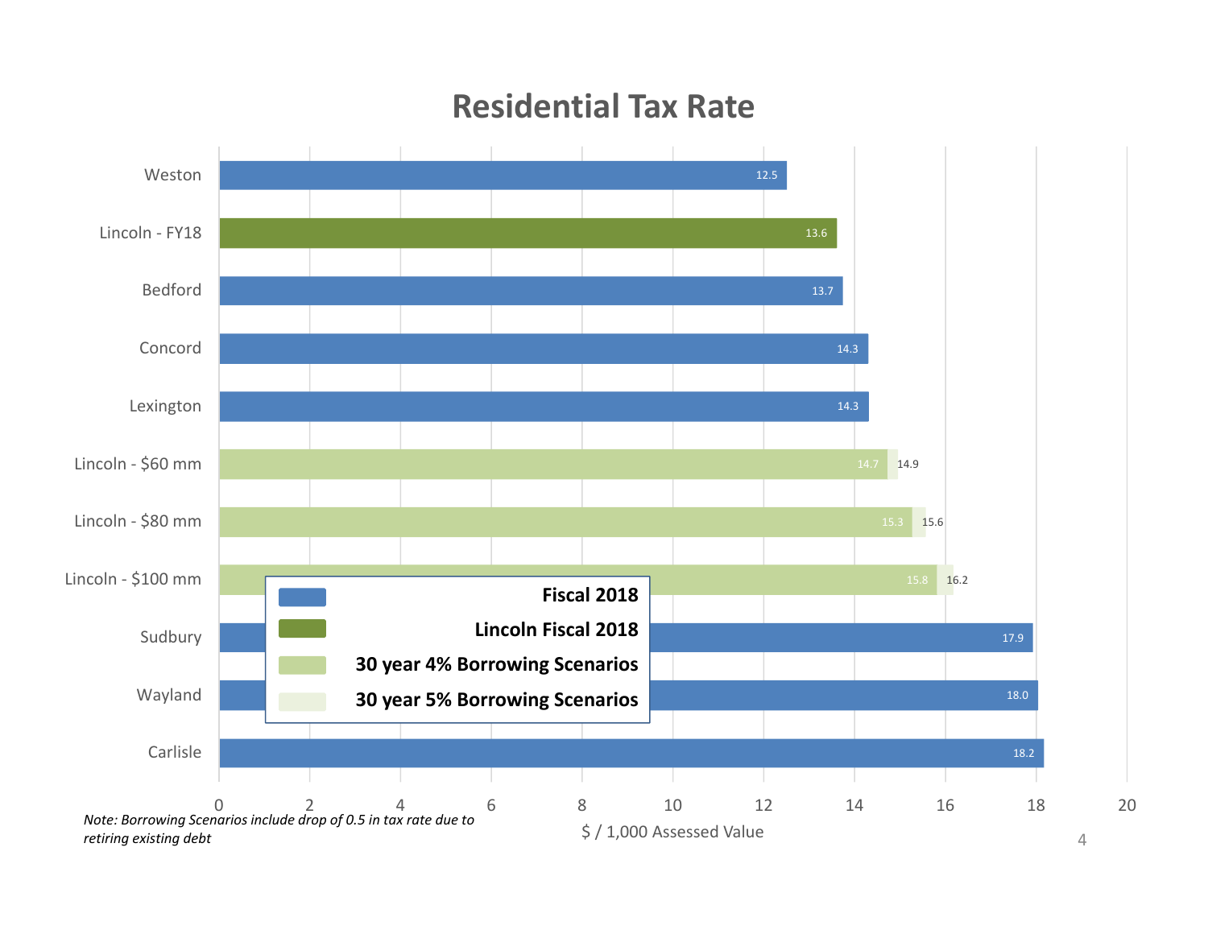# Residential Tax Rate

| Town | Fiscal 2018 | Lincoln Fiscal 2018 | 30 year 4% Borrowing Scenarios | 30 year 5% Borrowing Scenarios |
|---|---|---|---|---|
| Weston | 12.5 | | | |
| Lincoln - FY18 | | 13.6 | | |
| Bedford | 13.7 | | | |
| Concord | 14.3 | | | |
| Lexington | 14.3 | | | |
| Lincoln - $60 mm | | | 14.7 | 14.9 |
| Lincoln - $80 mm | | | 15.3 | 15.6 |
| Lincoln - $100 mm | | | 15.8 | 16.2 |
| Sudbury | 17.9 | | | |
| Wayland | 18.0 | | | |
| Carlisle | 18.2 | | | |

$ / 1,000 Assessed Value

*Note: Borrowing Scenarios include drop of 0.5 in tax rate due to retiring existing debt*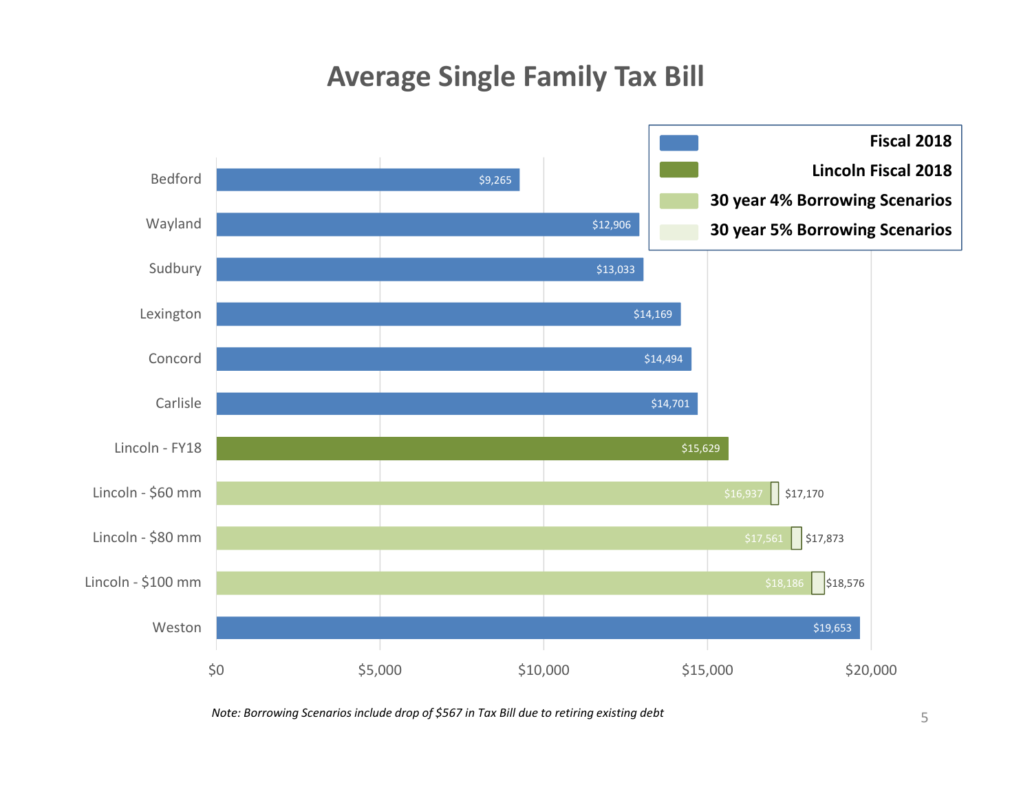# Average Single Family Tax Bill

| Town | Fiscal 2018 | 30 year 4% Borrowing Scenarios | 30 year 5% Borrowing Scenarios |
|---|---|---|---|
| Bedford | $9,265 | | |
| Wayland | $12,906 | | |
| Sudbury | $13,033 | | |
| Lexington | $14,169 | | |
| Concord | $14,494 | | |
| Carlisle | $14,701 | | |
| Lincoln - FY18 | $15,629 | | |
| Lincoln - $60 mm | | $16,937 | $17,170 |
| Lincoln - $80 mm | | $17,561 | $17,873 |
| Lincoln - $100 mm | | $18,186 | $18,576 |
| Weston | $19,653 | | |

*Note: Borrowing Scenarios include drop of $567 in Tax Bill due to retiring existing debt*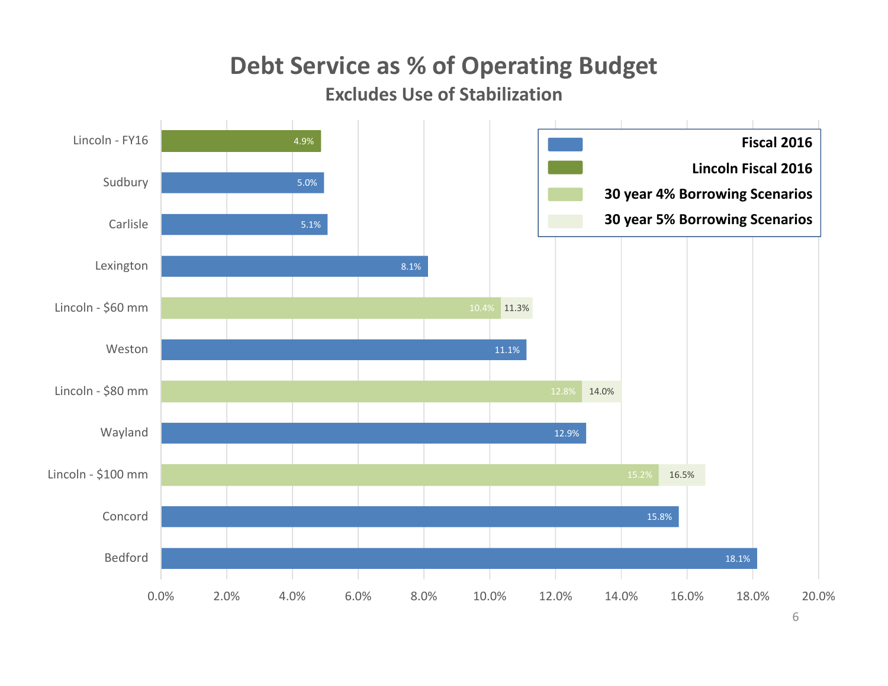# Debt Service as % of Operating Budget

## Excludes Use of Stabilization

Fiscal 2016
Lincoln Fiscal 2016
30 year 4% Borrowing Scenarios
30 year 5% Borrowing Scenarios

Lincoln - FY16 4.9%
Sudbury 5.0%
Carlisle 5.1%
Lexington 8.1%
Lincoln - $60 mm 10.4% 11.3%
Weston 11.1%
Lincoln - $80 mm 12.8% 14.0%
Wayland 12.9%
Lincoln - $100 mm 15.2% 16.5%
Concord 15.8%
Bedford 18.1%

0.0% 2.0% 4.0% 6.0% 8.0% 10.0% 12.0% 14.0% 16.0% 18.0% 20.0%